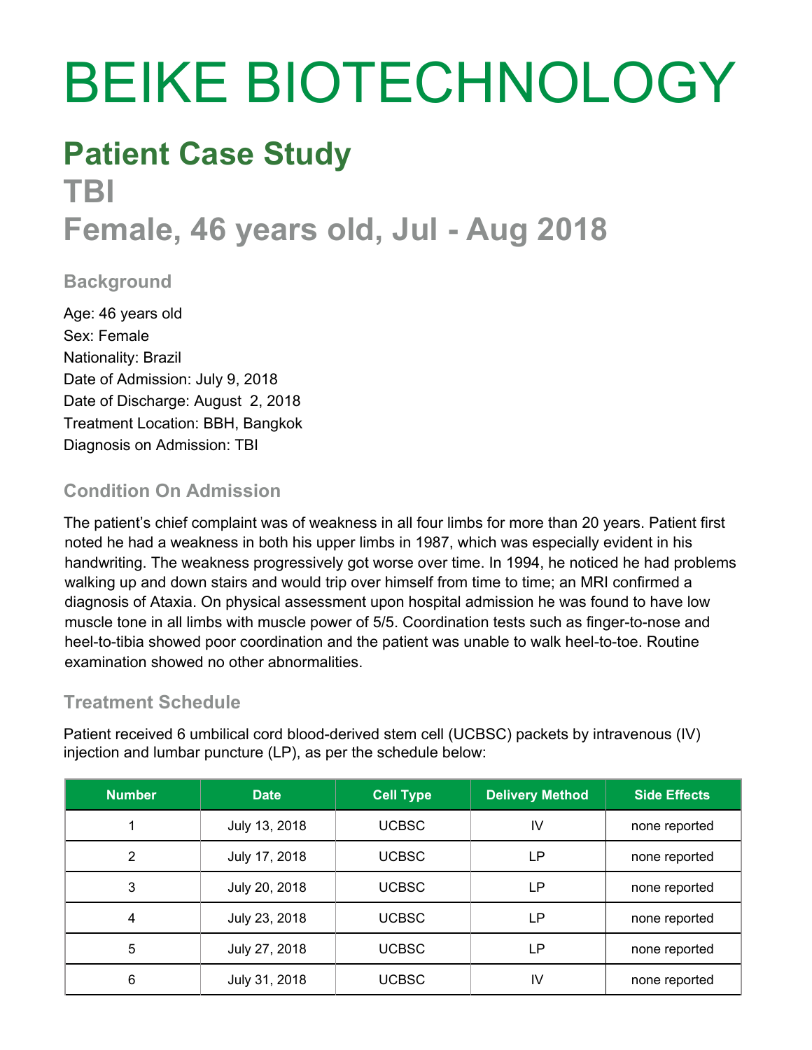# BEIKE BIOTECHNOLOGY

## Patient Case Study

## TBI

## Female, 46 years old, Jul - Aug 2018

### Background

Age: 46 years old
Sex: Female
Nationality: Brazil
Date of Admission: July 9, 2018
Date of Discharge: August 2, 2018
Treatment Location: BBH, Bangkok
Diagnosis on Admission: TBI

### Condition On Admission

The patient's chief complaint was of weakness in all four limbs for more than 20 years. Patient first noted he had a weakness in both his upper limbs in 1987, which was especially evident in his handwriting. The weakness progressively got worse over time. In 1994, he noticed he had problems walking up and down stairs and would trip over himself from time to time; an MRI confirmed a diagnosis of Ataxia. On physical assessment upon hospital admission he was found to have low muscle tone in all limbs with muscle power of 5/5. Coordination tests such as finger-to-nose and heel-to-tibia showed poor coordination and the patient was unable to walk heel-to-toe. Routine examination showed no other abnormalities.

### Treatment Schedule

Patient received 6 umbilical cord blood-derived stem cell (UCBSC) packets by intravenous (IV) injection and lumbar puncture (LP), as per the schedule below:

| Number | Date | Cell Type | Delivery Method | Side Effects |
|---|---|---|---|---|
| 1 | July 13, 2018 | UCBSC | IV | none reported |
| 2 | July 17, 2018 | UCBSC | LP | none reported |
| 3 | July 20, 2018 | UCBSC | LP | none reported |
| 4 | July 23, 2018 | UCBSC | LP | none reported |
| 5 | July 27, 2018 | UCBSC | LP | none reported |
| 6 | July 31, 2018 | UCBSC | IV | none reported |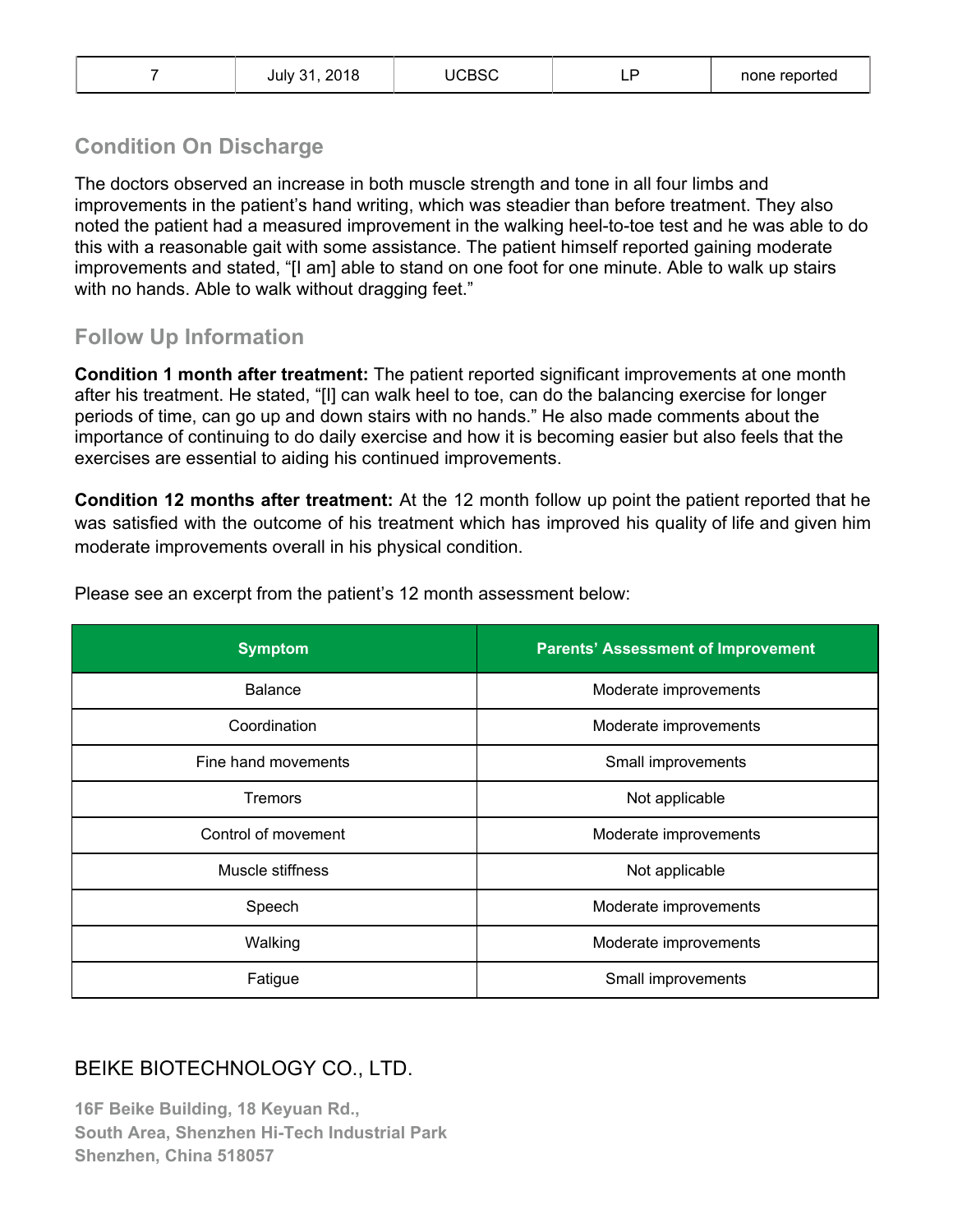| 7 | July 31, 2018 | UCBSC | LP | none reported |
|---|---|---|---|---|

## Condition On Discharge

The doctors observed an increase in both muscle strength and tone in all four limbs and improvements in the patient's hand writing, which was steadier than before treatment. They also noted the patient had a measured improvement in the walking heel-to-toe test and he was able to do this with a reasonable gait with some assistance. The patient himself reported gaining moderate improvements and stated, "[I am] able to stand on one foot for one minute. Able to walk up stairs with no hands. Able to walk without dragging feet."

## Follow Up Information

**Condition 1 month after treatment:** The patient reported significant improvements at one month after his treatment. He stated, "[I] can walk heel to toe, can do the balancing exercise for longer periods of time, can go up and down stairs with no hands." He also made comments about the importance of continuing to do daily exercise and how it is becoming easier but also feels that the exercises are essential to aiding his continued improvements.

**Condition 12 months after treatment:** At the 12 month follow up point the patient reported that he was satisfied with the outcome of his treatment which has improved his quality of life and given him moderate improvements overall in his physical condition.

Please see an excerpt from the patient's 12 month assessment below:

| Symptom | Parents' Assessment of Improvement |
|---|---|
| Balance | Moderate improvements |
| Coordination | Moderate improvements |
| Fine hand movements | Small improvements |
| Tremors | Not applicable |
| Control of movement | Moderate improvements |
| Muscle stiffness | Not applicable |
| Speech | Moderate improvements |
| Walking | Moderate improvements |
| Fatigue | Small improvements |

BEIKE BIOTECHNOLOGY CO., LTD.

**16F Beike Building, 18 Keyuan Rd.,**
**South Area, Shenzhen Hi-Tech Industrial Park**
**Shenzhen, China 518057**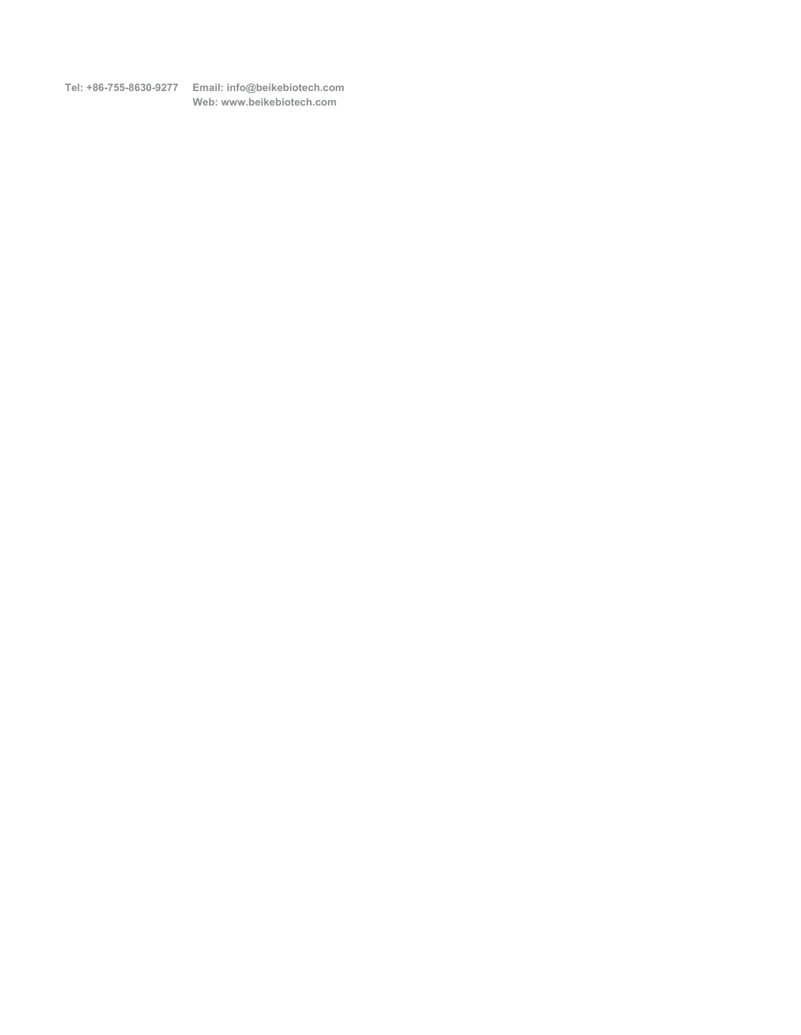Tel: +86-755-8630-9277

Email: info@beikebiotech.com
Web: www.beikebiotech.com